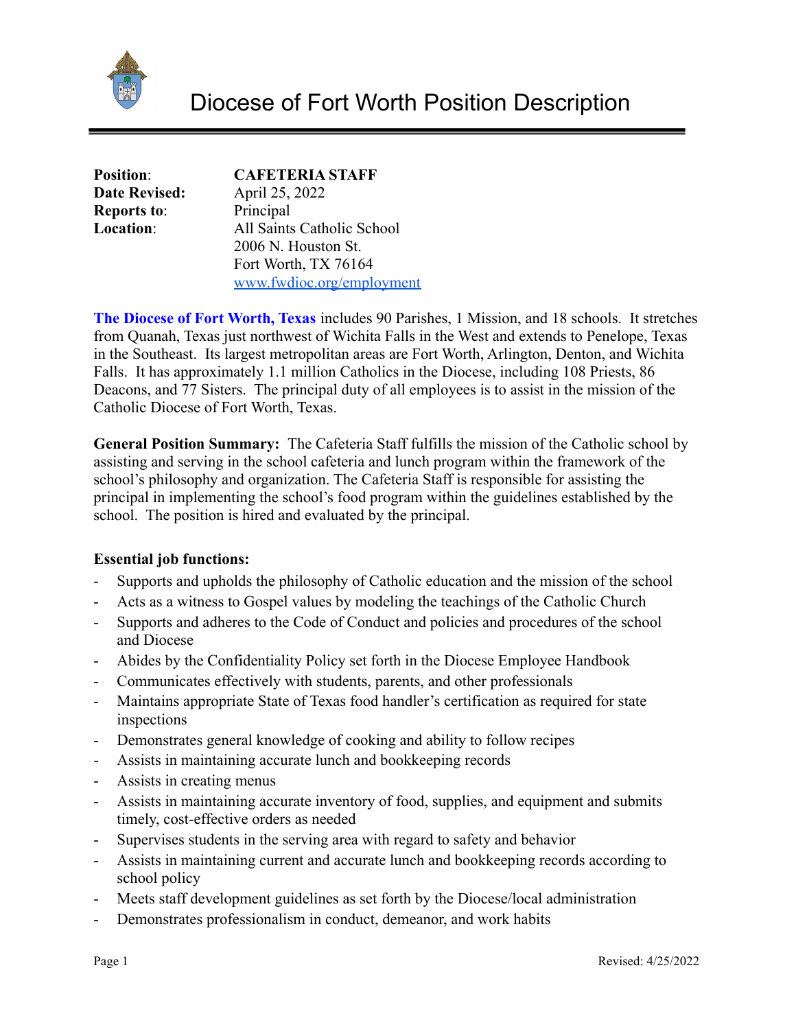# Diocese of Fort Worth Position Description

**Position**: **CAFETERIA STAFF**
**Date Revised:** April 25, 2022
**Reports to**: Principal
**Location**: All Saints Catholic School
2006 N. Houston St.
Fort Worth, TX 76164
www.fwdioc.org/employment

**The Diocese of Fort Worth, Texas** includes 90 Parishes, 1 Mission, and 18 schools. It stretches from Quanah, Texas just northwest of Wichita Falls in the West and extends to Penelope, Texas in the Southeast. Its largest metropolitan areas are Fort Worth, Arlington, Denton, and Wichita Falls. It has approximately 1.1 million Catholics in the Diocese, including 108 Priests, 86 Deacons, and 77 Sisters. The principal duty of all employees is to assist in the mission of the Catholic Diocese of Fort Worth, Texas.

**General Position Summary:** The Cafeteria Staff fulfills the mission of the Catholic school by assisting and serving in the school cafeteria and lunch program within the framework of the school's philosophy and organization. The Cafeteria Staff is responsible for assisting the principal in implementing the school's food program within the guidelines established by the school. The position is hired and evaluated by the principal.

**Essential job functions:**

- Supports and upholds the philosophy of Catholic education and the mission of the school
- Acts as a witness to Gospel values by modeling the teachings of the Catholic Church
- Supports and adheres to the Code of Conduct and policies and procedures of the school and Diocese
- Abides by the Confidentiality Policy set forth in the Diocese Employee Handbook
- Communicates effectively with students, parents, and other professionals
- Maintains appropriate State of Texas food handler's certification as required for state inspections
- Demonstrates general knowledge of cooking and ability to follow recipes
- Assists in maintaining accurate lunch and bookkeeping records
- Assists in creating menus
- Assists in maintaining accurate inventory of food, supplies, and equipment and submits timely, cost-effective orders as needed
- Supervises students in the serving area with regard to safety and behavior
- Assists in maintaining current and accurate lunch and bookkeeping records according to school policy
- Meets staff development guidelines as set forth by the Diocese/local administration
- Demonstrates professionalism in conduct, demeanor, and work habits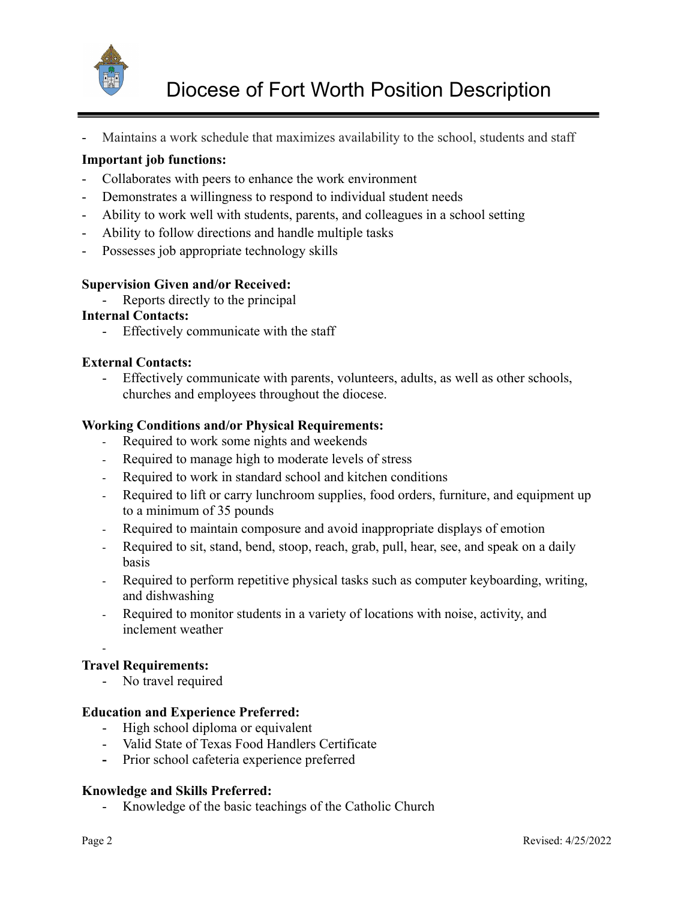- Maintains a work schedule that maximizes availability to the school, students and staff

**Important job functions:**

- Collaborates with peers to enhance the work environment
- Demonstrates a willingness to respond to individual student needs
- Ability to work well with students, parents, and colleagues in a school setting
- Ability to follow directions and handle multiple tasks
- Possesses job appropriate technology skills

**Supervision Given and/or Received:**

- Reports directly to the principal

**Internal Contacts:**

- Effectively communicate with the staff

**External Contacts:**

- Effectively communicate with parents, volunteers, adults, as well as other schools, churches and employees throughout the diocese.

**Working Conditions and/or Physical Requirements:**

- Required to work some nights and weekends
- Required to manage high to moderate levels of stress
- Required to work in standard school and kitchen conditions
- Required to lift or carry lunchroom supplies, food orders, furniture, and equipment up to a minimum of 35 pounds
- Required to maintain composure and avoid inappropriate displays of emotion
- Required to sit, stand, bend, stoop, reach, grab, pull, hear, see, and speak on a daily basis
- Required to perform repetitive physical tasks such as computer keyboarding, writing, and dishwashing
- Required to monitor students in a variety of locations with noise, activity, and inclement weather

**Travel Requirements:**

- No travel required

**Education and Experience Preferred:**

- High school diploma or equivalent
- Valid State of Texas Food Handlers Certificate
- Prior school cafeteria experience preferred

**Knowledge and Skills Preferred:**

- Knowledge of the basic teachings of the Catholic Church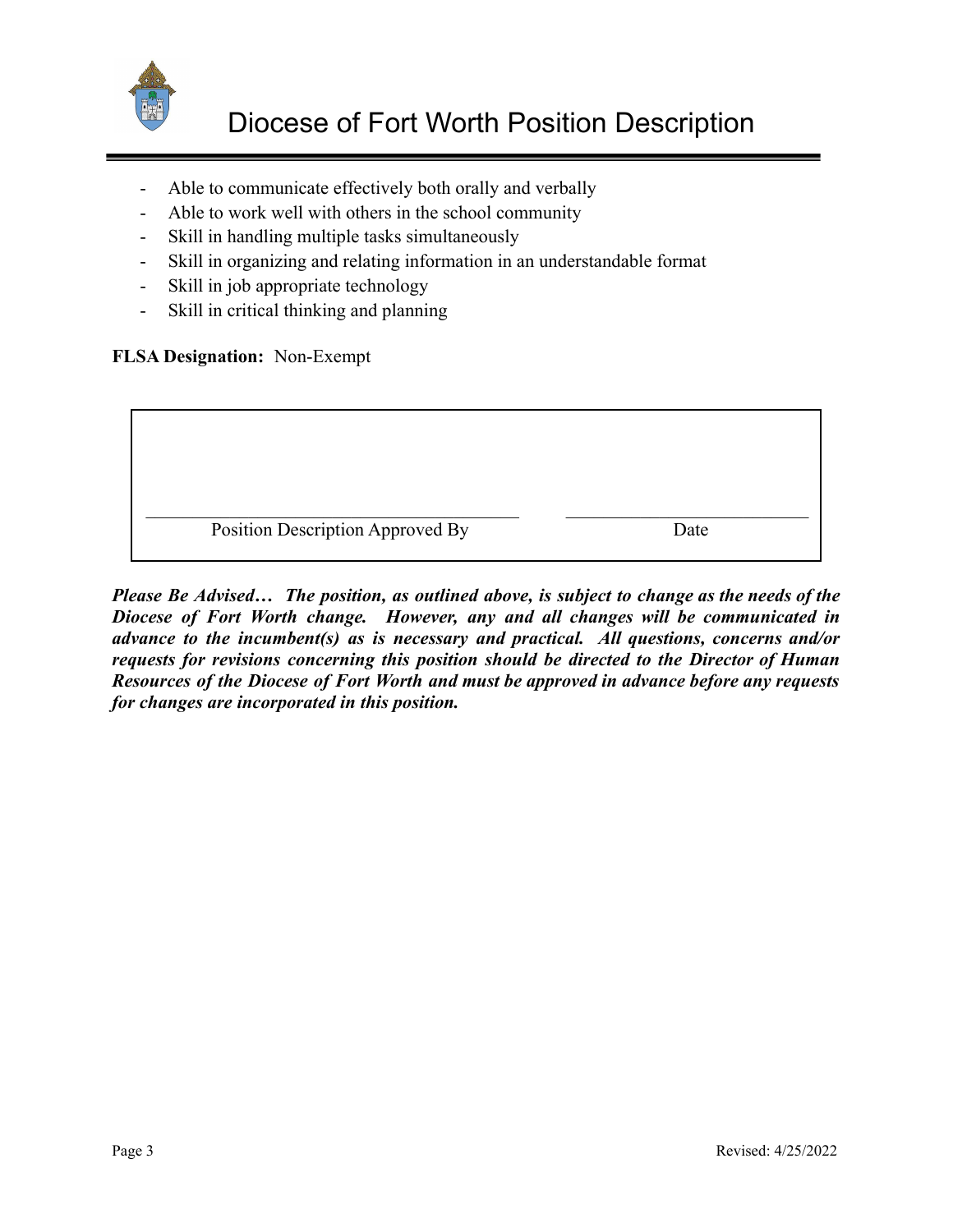- Able to communicate effectively both orally and verbally
- Able to work well with others in the school community
- Skill in handling multiple tasks simultaneously
- Skill in organizing and relating information in an understandable format
- Skill in job appropriate technology
- Skill in critical thinking and planning

**FLSA Designation:** Non-Exempt

| | |
|---|---|
| ______________________________ | ____________________ |
| Position Description Approved By | Date |

***Please Be Advised… The position, as outlined above, is subject to change as the needs of the Diocese of Fort Worth change. However, any and all changes will be communicated in advance to the incumbent(s) as is necessary and practical. All questions, concerns and/or requests for revisions concerning this position should be directed to the Director of Human Resources of the Diocese of Fort Worth and must be approved in advance before any requests for changes are incorporated in this position.***

Revised: 4/25/2022